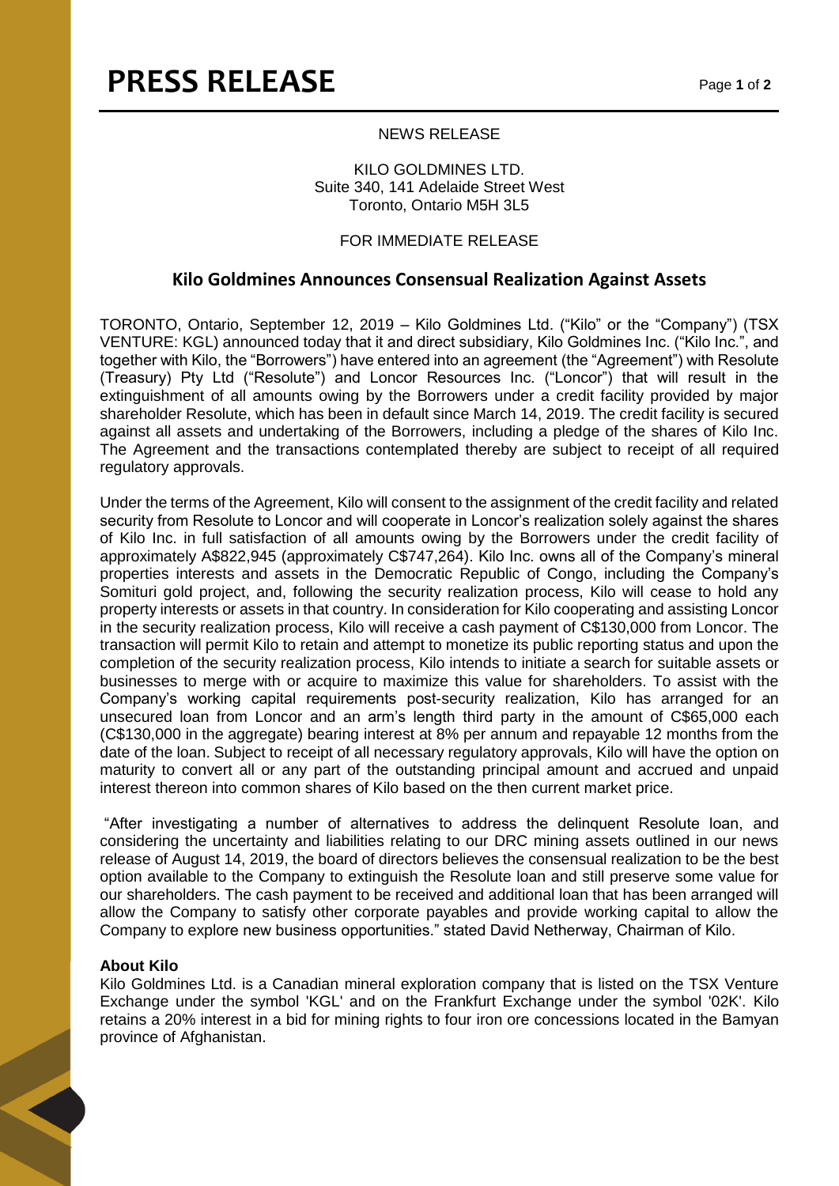# PRESS RELEASE

NEWS RELEASE

KILO GOLDMINES LTD.
Suite 340, 141 Adelaide Street West
Toronto, Ontario M5H 3L5

FOR IMMEDIATE RELEASE

## Kilo Goldmines Announces Consensual Realization Against Assets

TORONTO, Ontario, September 12, 2019 – Kilo Goldmines Ltd. ("Kilo" or the "Company") (TSX VENTURE: KGL) announced today that it and direct subsidiary, Kilo Goldmines Inc. ("Kilo Inc.", and together with Kilo, the "Borrowers") have entered into an agreement (the "Agreement") with Resolute (Treasury) Pty Ltd ("Resolute") and Loncor Resources Inc. ("Loncor") that will result in the extinguishment of all amounts owing by the Borrowers under a credit facility provided by major shareholder Resolute, which has been in default since March 14, 2019. The credit facility is secured against all assets and undertaking of the Borrowers, including a pledge of the shares of Kilo Inc. The Agreement and the transactions contemplated thereby are subject to receipt of all required regulatory approvals.

Under the terms of the Agreement, Kilo will consent to the assignment of the credit facility and related security from Resolute to Loncor and will cooperate in Loncor's realization solely against the shares of Kilo Inc. in full satisfaction of all amounts owing by the Borrowers under the credit facility of approximately A$822,945 (approximately C$747,264). Kilo Inc. owns all of the Company's mineral properties interests and assets in the Democratic Republic of Congo, including the Company's Somituri gold project, and, following the security realization process, Kilo will cease to hold any property interests or assets in that country. In consideration for Kilo cooperating and assisting Loncor in the security realization process, Kilo will receive a cash payment of C$130,000 from Loncor. The transaction will permit Kilo to retain and attempt to monetize its public reporting status and upon the completion of the security realization process, Kilo intends to initiate a search for suitable assets or businesses to merge with or acquire to maximize this value for shareholders. To assist with the Company's working capital requirements post-security realization, Kilo has arranged for an unsecured loan from Loncor and an arm's length third party in the amount of C$65,000 each (C$130,000 in the aggregate) bearing interest at 8% per annum and repayable 12 months from the date of the loan. Subject to receipt of all necessary regulatory approvals, Kilo will have the option on maturity to convert all or any part of the outstanding principal amount and accrued and unpaid interest thereon into common shares of Kilo based on the then current market price.

"After investigating a number of alternatives to address the delinquent Resolute loan, and considering the uncertainty and liabilities relating to our DRC mining assets outlined in our news release of August 14, 2019, the board of directors believes the consensual realization to be the best option available to the Company to extinguish the Resolute loan and still preserve some value for our shareholders. The cash payment to be received and additional loan that has been arranged will allow the Company to satisfy other corporate payables and provide working capital to allow the Company to explore new business opportunities." stated David Netherway, Chairman of Kilo.

**About Kilo**

Kilo Goldmines Ltd. is a Canadian mineral exploration company that is listed on the TSX Venture Exchange under the symbol 'KGL' and on the Frankfurt Exchange under the symbol '02K'. Kilo retains a 20% interest in a bid for mining rights to four iron ore concessions located in the Bamyan province of Afghanistan.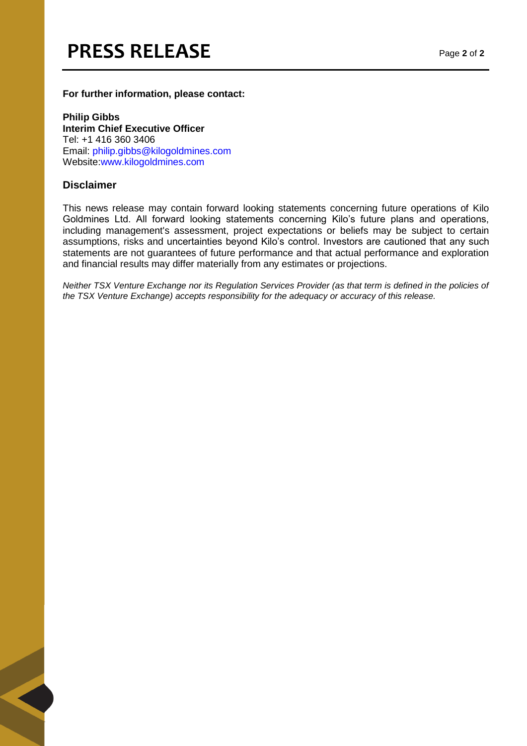**For further information, please contact:**

**Philip Gibbs**
**Interim Chief Executive Officer**
Tel: +1 416 360 3406
Email: philip.gibbs@kilogoldmines.com
Website:www.kilogoldmines.com

## Disclaimer

This news release may contain forward looking statements concerning future operations of Kilo Goldmines Ltd. All forward looking statements concerning Kilo's future plans and operations, including management's assessment, project expectations or beliefs may be subject to certain assumptions, risks and uncertainties beyond Kilo's control. Investors are cautioned that any such statements are not guarantees of future performance and that actual performance and exploration and financial results may differ materially from any estimates or projections.

*Neither TSX Venture Exchange nor its Regulation Services Provider (as that term is defined in the policies of the TSX Venture Exchange) accepts responsibility for the adequacy or accuracy of this release.*